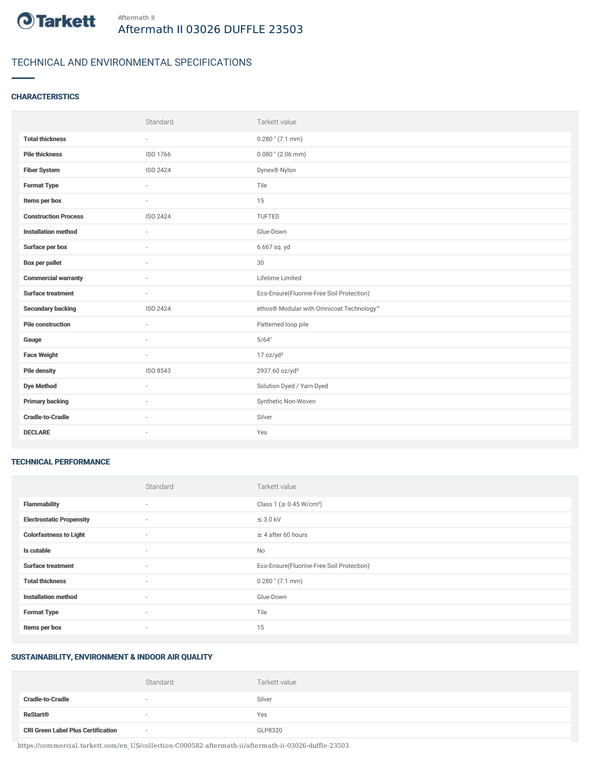Aftermath II

# Aftermath II 03026 DUFFLE 23503

## TECHNICAL AND ENVIRONMENTAL SPECIFICATIONS

### CHARACTERISTICS

| | Standard | Tarkett value |
|---|---|---|
| **Total thickness** | - | 0.280 " (7.1 mm) |
| **Pile thickness** | ISO 1766 | 0.080 " (2.06 mm) |
| **Fiber System** | ISO 2424 | Dynex® Nylon |
| **Format Type** | - | Tile |
| **Items per box** | - | 15 |
| **Construction Process** | ISO 2424 | TUFTED |
| **Installation method** | - | Glue-Down |
| **Surface per box** | - | 6.667 sq. yd |
| **Box per pallet** | - | 30 |
| **Commercial warranty** | - | Lifetime Limited |
| **Surface treatment** | - | Eco-Ensure(Fluorine-Free Soil Protection) |
| **Secondary backing** | ISO 2424 | ethos® Modular with Omnicoat Technology™ |
| **Pile construction** | - | Patterned loop pile |
| **Gauge** | - | 5/64" |
| **Face Weight** | - | 17 oz/yd² |
| **Pile density** | ISO 8543 | 2937.60 oz/yd³ |
| **Dye Method** | - | Solution Dyed / Yarn Dyed |
| **Primary backing** | - | Synthetic Non-Woven |
| **Cradle-to-Cradle** | - | Silver |
| **DECLARE** | - | Yes |

### TECHNICAL PERFORMANCE

| | Standard | Tarkett value |
|---|---|---|
| **Flammability** | - | Class 1 (≥ 0.45 W/cm²) |
| **Electrostatic Propensity** | - | ≤ 3.0 kV |
| **Colorfastness to Light** | - | ≥ 4 after 60 hours |
| **Is cutable** | - | No |
| **Surface treatment** | - | Eco-Ensure(Fluorine-Free Soil Protection) |
| **Total thickness** | - | 0.280 " (7.1 mm) |
| **Installation method** | - | Glue-Down |
| **Format Type** | - | Tile |
| **Items per box** | - | 15 |

### SUSTAINABILITY, ENVIRONMENT & INDOOR AIR QUALITY

| | Standard | Tarkett value |
|---|---|---|
| **Cradle-to-Cradle** | - | Silver |
| **ReStart®** | - | Yes |
| **CRI Green Label Plus Certification** | - | GLP8320 |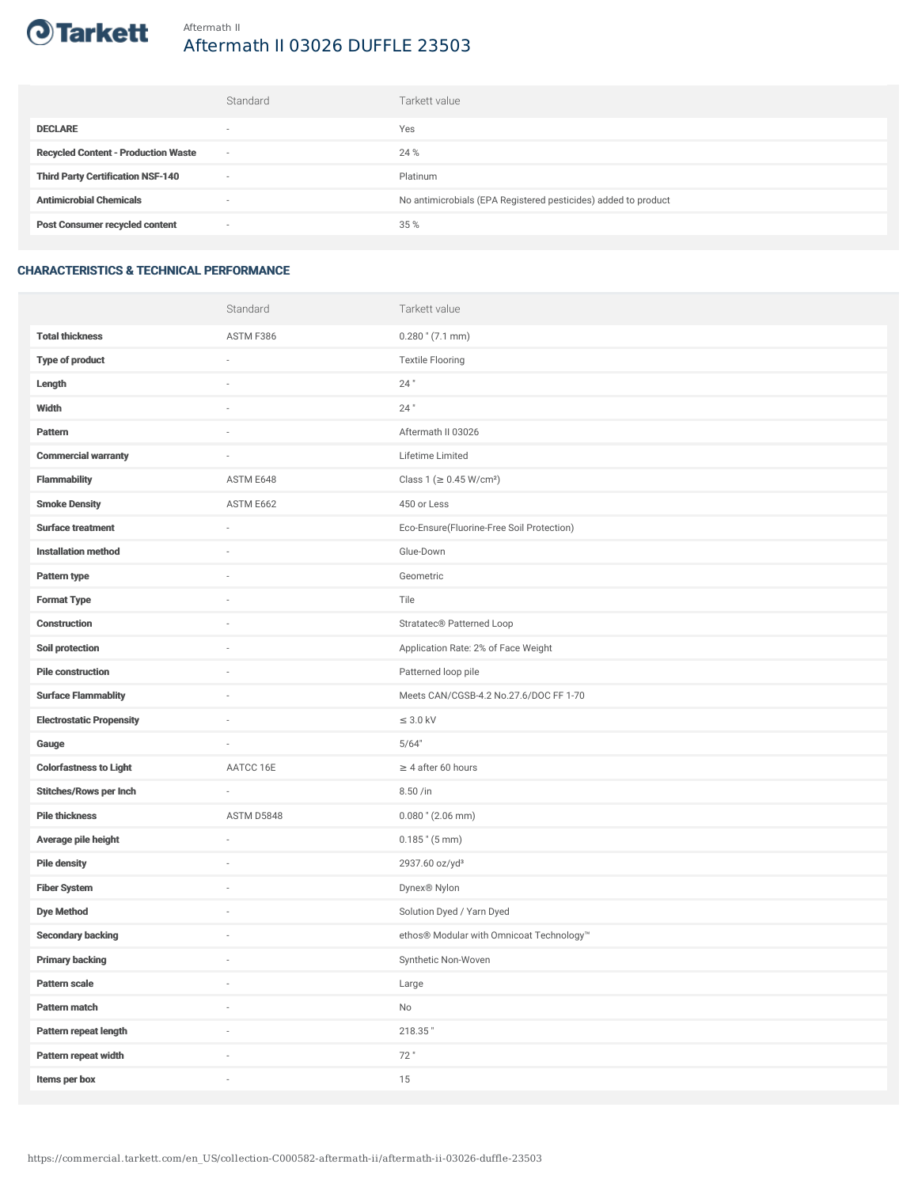Aftermath II

# Aftermath II 03026 DUFFLE 23503

| | Standard | Tarkett value |
|---|---|---|
| **DECLARE** | - | Yes |
| **Recycled Content - Production Waste** | - | 24 % |
| **Third Party Certification NSF-140** | - | Platinum |
| **Antimicrobial Chemicals** | - | No antimicrobials (EPA Registered pesticides) added to product |
| **Post Consumer recycled content** | - | 35 % |

## CHARACTERISTICS & TECHNICAL PERFORMANCE

| | Standard | Tarkett value |
|---|---|---|
| **Total thickness** | ASTM F386 | 0.280 " (7.1 mm) |
| **Type of product** | - | Textile Flooring |
| **Length** | - | 24 " |
| **Width** | - | 24 " |
| **Pattern** | - | Aftermath II 03026 |
| **Commercial warranty** | - | Lifetime Limited |
| **Flammability** | ASTM E648 | Class 1 (≥ 0.45 W/cm²) |
| **Smoke Density** | ASTM E662 | 450 or Less |
| **Surface treatment** | - | Eco-Ensure(Fluorine-Free Soil Protection) |
| **Installation method** | - | Glue-Down |
| **Pattern type** | - | Geometric |
| **Format Type** | - | Tile |
| **Construction** | - | Stratatec® Patterned Loop |
| **Soil protection** | - | Application Rate: 2% of Face Weight |
| **Pile construction** | - | Patterned loop pile |
| **Surface Flammablity** | - | Meets CAN/CGSB-4.2 No.27.6/DOC FF 1-70 |
| **Electrostatic Propensity** | - | ≤ 3.0 kV |
| **Gauge** | - | 5/64" |
| **Colorfastness to Light** | AATCC 16E | ≥ 4 after 60 hours |
| **Stitches/Rows per Inch** | - | 8.50 /in |
| **Pile thickness** | ASTM D5848 | 0.080 " (2.06 mm) |
| **Average pile height** | - | 0.185 " (5 mm) |
| **Pile density** | - | 2937.60 oz/yd³ |
| **Fiber System** | - | Dynex® Nylon |
| **Dye Method** | - | Solution Dyed / Yarn Dyed |
| **Secondary backing** | - | ethos® Modular with Omnicoat Technology™ |
| **Primary backing** | - | Synthetic Non-Woven |
| **Pattern scale** | - | Large |
| **Pattern match** | - | No |
| **Pattern repeat length** | - | 218.35 " |
| **Pattern repeat width** | - | 72 " |
| **Items per box** | - | 15 |

https://commercial.tarkett.com/en_US/collection-C000582-aftermath-ii/aftermath-ii-03026-duffle-23503